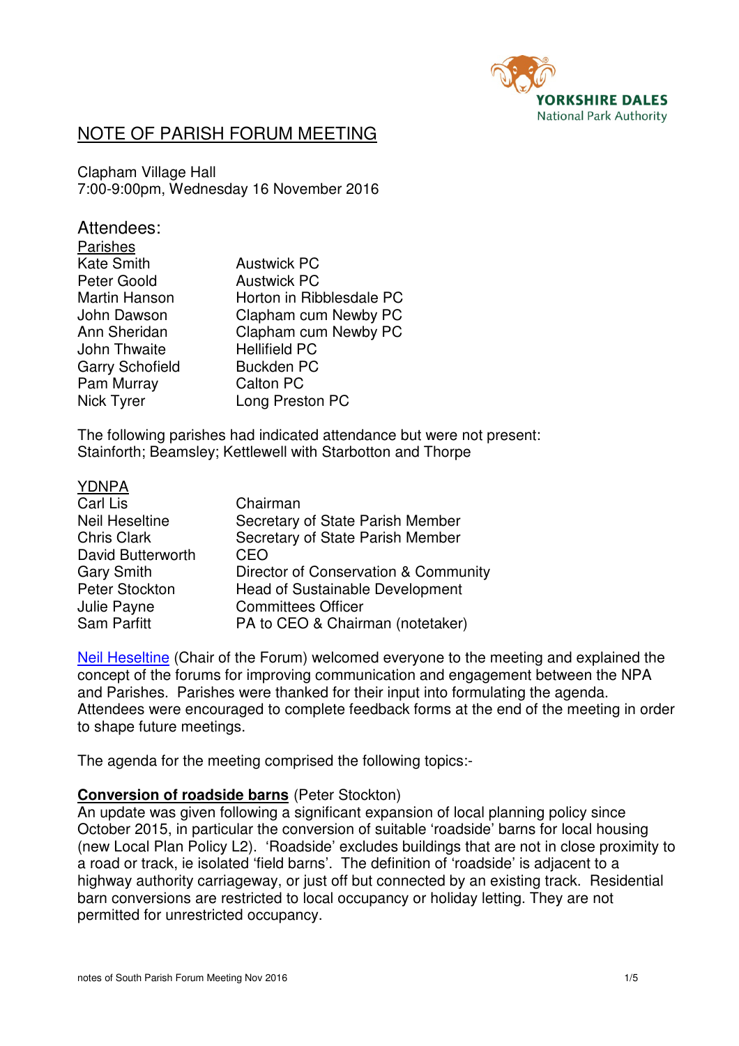YORKSHIRE DALES
National Park Authority

# NOTE OF PARISH FORUM MEETING

Clapham Village Hall
7:00-9:00pm, Wednesday 16 November 2016

## Attendees:

Parishes

| | |
|---|---|
| Kate Smith | Austwick PC |
| Peter Goold | Austwick PC |
| Martin Hanson | Horton in Ribblesdale PC |
| John Dawson | Clapham cum Newby PC |
| Ann Sheridan | Clapham cum Newby PC |
| John Thwaite | Hellifield PC |
| Garry Schofield | Buckden PC |
| Pam Murray | Calton PC |
| Nick Tyrer | Long Preston PC |

The following parishes had indicated attendance but were not present:
Stainforth; Beamsley; Kettlewell with Starbotton and Thorpe

YDNPA

| | |
|---|---|
| Carl Lis | Chairman |
| Neil Heseltine | Secretary of State Parish Member |
| Chris Clark | Secretary of State Parish Member |
| David Butterworth | CEO |
| Gary Smith | Director of Conservation & Community |
| Peter Stockton | Head of Sustainable Development |
| Julie Payne | Committees Officer |
| Sam Parfitt | PA to CEO & Chairman (notetaker) |

Neil Heseltine (Chair of the Forum) welcomed everyone to the meeting and explained the concept of the forums for improving communication and engagement between the NPA and Parishes. Parishes were thanked for their input into formulating the agenda. Attendees were encouraged to complete feedback forms at the end of the meeting in order to shape future meetings.

The agenda for the meeting comprised the following topics:-

**Conversion of roadside barns** (Peter Stockton)
An update was given following a significant expansion of local planning policy since October 2015, in particular the conversion of suitable 'roadside' barns for local housing (new Local Plan Policy L2). 'Roadside' excludes buildings that are not in close proximity to a road or track, ie isolated 'field barns'. The definition of 'roadside' is adjacent to a highway authority carriageway, or just off but connected by an existing track. Residential barn conversions are restricted to local occupancy or holiday letting. They are not permitted for unrestricted occupancy.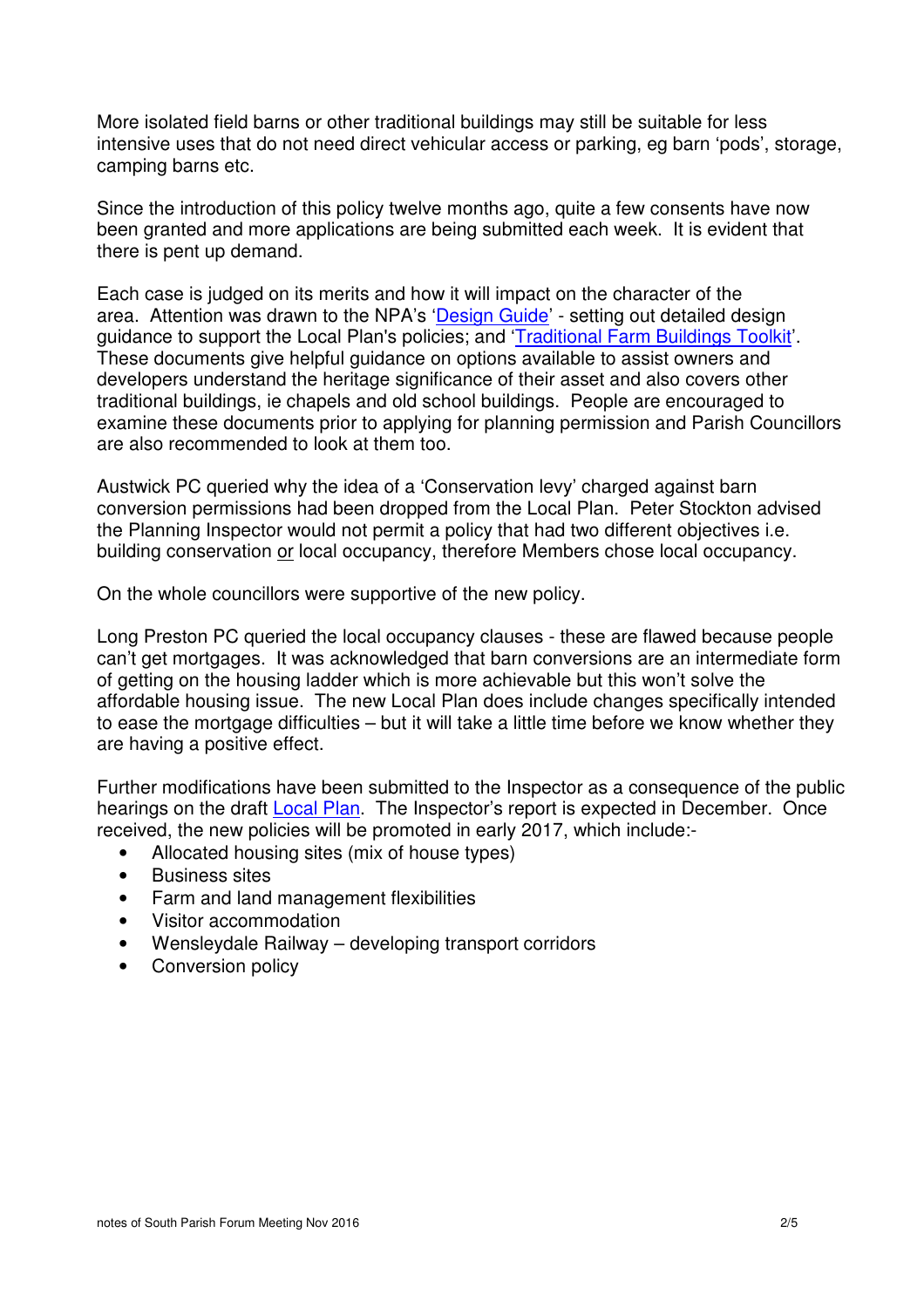More isolated field barns or other traditional buildings may still be suitable for less intensive uses that do not need direct vehicular access or parking, eg barn 'pods', storage, camping barns etc.

Since the introduction of this policy twelve months ago, quite a few consents have now been granted and more applications are being submitted each week. It is evident that there is pent up demand.

Each case is judged on its merits and how it will impact on the character of the area. Attention was drawn to the NPA's 'Design Guide' - setting out detailed design guidance to support the Local Plan's policies; and 'Traditional Farm Buildings Toolkit'. These documents give helpful guidance on options available to assist owners and developers understand the heritage significance of their asset and also covers other traditional buildings, ie chapels and old school buildings. People are encouraged to examine these documents prior to applying for planning permission and Parish Councillors are also recommended to look at them too.

Austwick PC queried why the idea of a 'Conservation levy' charged against barn conversion permissions had been dropped from the Local Plan. Peter Stockton advised the Planning Inspector would not permit a policy that had two different objectives i.e. building conservation or local occupancy, therefore Members chose local occupancy.

On the whole councillors were supportive of the new policy.

Long Preston PC queried the local occupancy clauses - these are flawed because people can't get mortgages. It was acknowledged that barn conversions are an intermediate form of getting on the housing ladder which is more achievable but this won't solve the affordable housing issue. The new Local Plan does include changes specifically intended to ease the mortgage difficulties – but it will take a little time before we know whether they are having a positive effect.

Further modifications have been submitted to the Inspector as a consequence of the public hearings on the draft Local Plan. The Inspector's report is expected in December. Once received, the new policies will be promoted in early 2017, which include:-

- Allocated housing sites (mix of house types)
- Business sites
- Farm and land management flexibilities
- Visitor accommodation
- Wensleydale Railway – developing transport corridors
- Conversion policy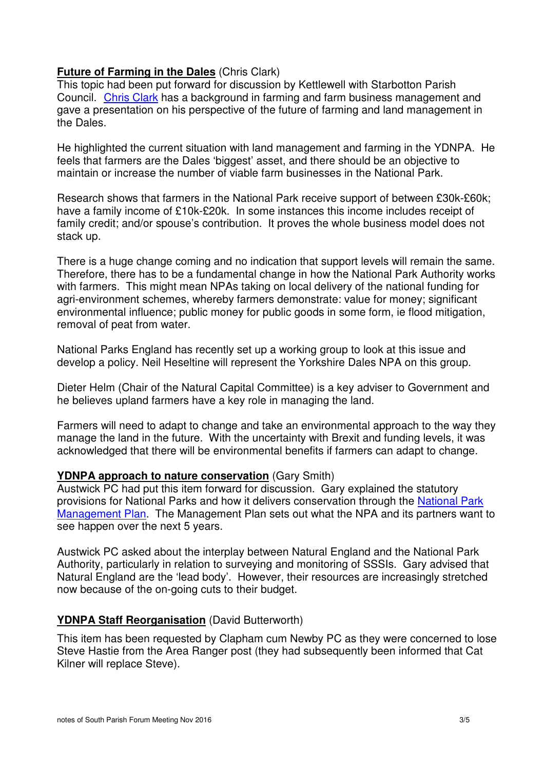**Future of Farming in the Dales** (Chris Clark)

This topic had been put forward for discussion by Kettlewell with Starbotton Parish Council. Chris Clark has a background in farming and farm business management and gave a presentation on his perspective of the future of farming and land management in the Dales.

He highlighted the current situation with land management and farming in the YDNPA. He feels that farmers are the Dales 'biggest' asset, and there should be an objective to maintain or increase the number of viable farm businesses in the National Park.

Research shows that farmers in the National Park receive support of between £30k-£60k; have a family income of £10k-£20k. In some instances this income includes receipt of family credit; and/or spouse's contribution. It proves the whole business model does not stack up.

There is a huge change coming and no indication that support levels will remain the same. Therefore, there has to be a fundamental change in how the National Park Authority works with farmers. This might mean NPAs taking on local delivery of the national funding for agri-environment schemes, whereby farmers demonstrate: value for money; significant environmental influence; public money for public goods in some form, ie flood mitigation, removal of peat from water.

National Parks England has recently set up a working group to look at this issue and develop a policy. Neil Heseltine will represent the Yorkshire Dales NPA on this group.

Dieter Helm (Chair of the Natural Capital Committee) is a key adviser to Government and he believes upland farmers have a key role in managing the land.

Farmers will need to adapt to change and take an environmental approach to the way they manage the land in the future. With the uncertainty with Brexit and funding levels, it was acknowledged that there will be environmental benefits if farmers can adapt to change.

**YDNPA approach to nature conservation** (Gary Smith)

Austwick PC had put this item forward for discussion. Gary explained the statutory provisions for National Parks and how it delivers conservation through the National Park Management Plan. The Management Plan sets out what the NPA and its partners want to see happen over the next 5 years.

Austwick PC asked about the interplay between Natural England and the National Park Authority, particularly in relation to surveying and monitoring of SSSIs. Gary advised that Natural England are the 'lead body'. However, their resources are increasingly stretched now because of the on-going cuts to their budget.

**YDNPA Staff Reorganisation** (David Butterworth)

This item has been requested by Clapham cum Newby PC as they were concerned to lose Steve Hastie from the Area Ranger post (they had subsequently been informed that Cat Kilner will replace Steve).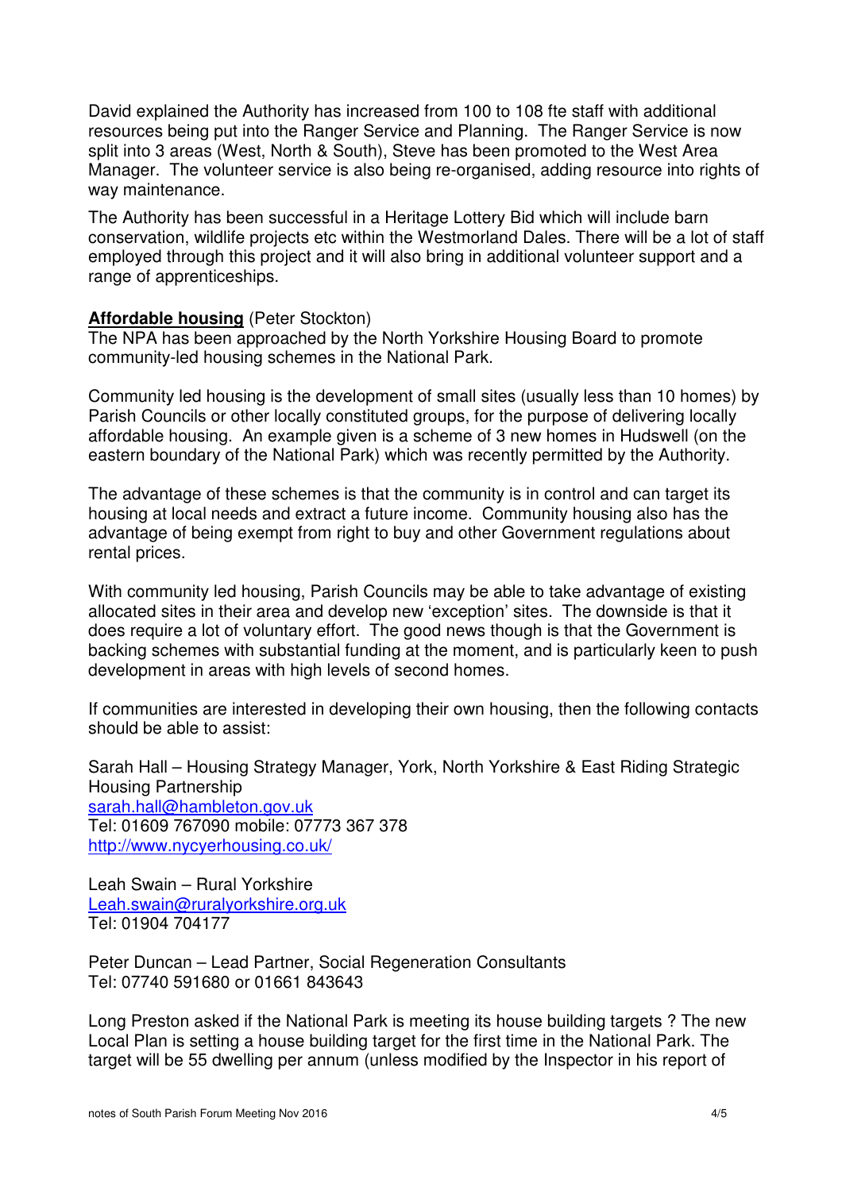David explained the Authority has increased from 100 to 108 fte staff with additional resources being put into the Ranger Service and Planning. The Ranger Service is now split into 3 areas (West, North & South), Steve has been promoted to the West Area Manager. The volunteer service is also being re-organised, adding resource into rights of way maintenance.

The Authority has been successful in a Heritage Lottery Bid which will include barn conservation, wildlife projects etc within the Westmorland Dales. There will be a lot of staff employed through this project and it will also bring in additional volunteer support and a range of apprenticeships.

**Affordable housing** (Peter Stockton)
The NPA has been approached by the North Yorkshire Housing Board to promote community-led housing schemes in the National Park.

Community led housing is the development of small sites (usually less than 10 homes) by Parish Councils or other locally constituted groups, for the purpose of delivering locally affordable housing. An example given is a scheme of 3 new homes in Hudswell (on the eastern boundary of the National Park) which was recently permitted by the Authority.

The advantage of these schemes is that the community is in control and can target its housing at local needs and extract a future income. Community housing also has the advantage of being exempt from right to buy and other Government regulations about rental prices.

With community led housing, Parish Councils may be able to take advantage of existing allocated sites in their area and develop new 'exception' sites. The downside is that it does require a lot of voluntary effort. The good news though is that the Government is backing schemes with substantial funding at the moment, and is particularly keen to push development in areas with high levels of second homes.

If communities are interested in developing their own housing, then the following contacts should be able to assist:

Sarah Hall – Housing Strategy Manager, York, North Yorkshire & East Riding Strategic Housing Partnership
sarah.hall@hambleton.gov.uk
Tel: 01609 767090 mobile: 07773 367 378
http://www.nycyerhousing.co.uk/

Leah Swain – Rural Yorkshire
Leah.swain@ruralyorkshire.org.uk
Tel: 01904 704177

Peter Duncan – Lead Partner, Social Regeneration Consultants
Tel: 07740 591680 or 01661 843643

Long Preston asked if the National Park is meeting its house building targets ? The new Local Plan is setting a house building target for the first time in the National Park. The target will be 55 dwelling per annum (unless modified by the Inspector in his report of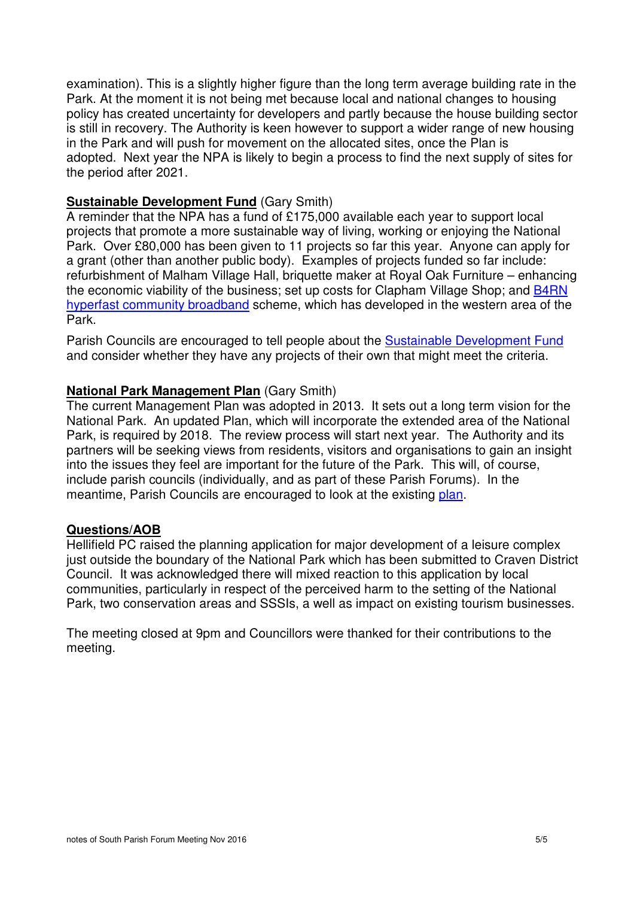examination). This is a slightly higher figure than the long term average building rate in the Park. At the moment it is not being met because local and national changes to housing policy has created uncertainty for developers and partly because the house building sector is still in recovery. The Authority is keen however to support a wider range of new housing in the Park and will push for movement on the allocated sites, once the Plan is adopted. Next year the NPA is likely to begin a process to find the next supply of sites for the period after 2021.

**Sustainable Development Fund** (Gary Smith)

A reminder that the NPA has a fund of £175,000 available each year to support local projects that promote a more sustainable way of living, working or enjoying the National Park. Over £80,000 has been given to 11 projects so far this year. Anyone can apply for a grant (other than another public body). Examples of projects funded so far include: refurbishment of Malham Village Hall, briquette maker at Royal Oak Furniture – enhancing the economic viability of the business; set up costs for Clapham Village Shop; and B4RN hyperfast community broadband scheme, which has developed in the western area of the Park.

Parish Councils are encouraged to tell people about the Sustainable Development Fund and consider whether they have any projects of their own that might meet the criteria.

**National Park Management Plan** (Gary Smith)

The current Management Plan was adopted in 2013. It sets out a long term vision for the National Park. An updated Plan, which will incorporate the extended area of the National Park, is required by 2018. The review process will start next year. The Authority and its partners will be seeking views from residents, visitors and organisations to gain an insight into the issues they feel are important for the future of the Park. This will, of course, include parish councils (individually, and as part of these Parish Forums). In the meantime, Parish Councils are encouraged to look at the existing plan.

**Questions/AOB**

Hellifield PC raised the planning application for major development of a leisure complex just outside the boundary of the National Park which has been submitted to Craven District Council. It was acknowledged there will mixed reaction to this application by local communities, particularly in respect of the perceived harm to the setting of the National Park, two conservation areas and SSSIs, a well as impact on existing tourism businesses.

The meeting closed at 9pm and Councillors were thanked for their contributions to the meeting.